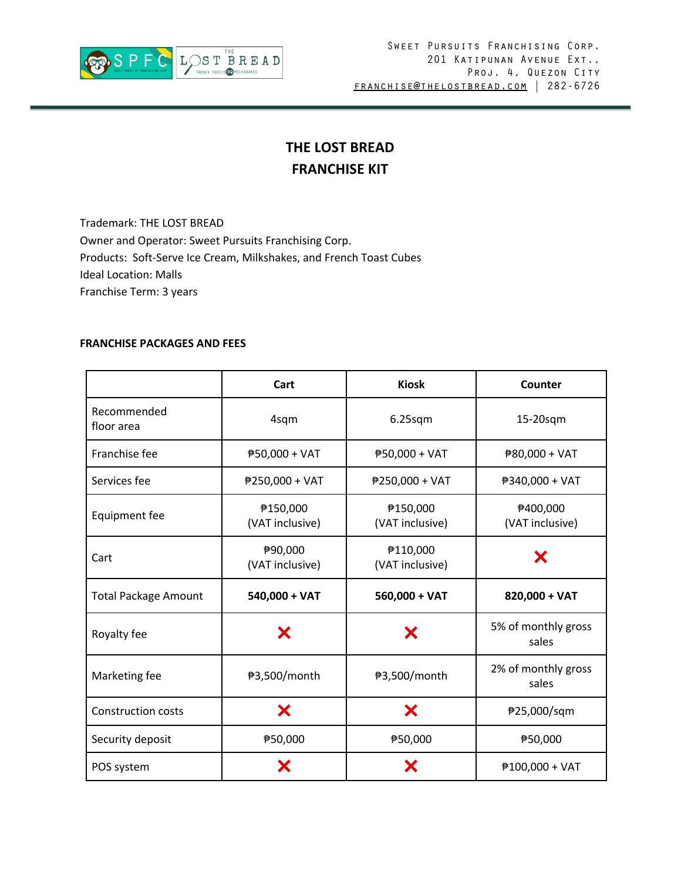Sweet Pursuits Franchising Corp.
201 Katipunan Avenue Ext.,
Proj. 4, Quezon City
franchise@thelostbread.com | 282-6726

# THE LOST BREAD
# FRANCHISE KIT

Trademark: THE LOST BREAD
Owner and Operator: Sweet Pursuits Franchising Corp.
Products: Soft-Serve Ice Cream, Milkshakes, and French Toast Cubes
Ideal Location: Malls
Franchise Term: 3 years

**FRANCHISE PACKAGES AND FEES**

| | Cart | Kiosk | Counter |
|---|---|---|---|
| Recommended floor area | 4sqm | 6.25sqm | 15-20sqm |
| Franchise fee | ₱50,000 + VAT | ₱50,000 + VAT | ₱80,000 + VAT |
| Services fee | ₱250,000 + VAT | ₱250,000 + VAT | ₱340,000 + VAT |
| Equipment fee | ₱150,000 (VAT inclusive) | ₱150,000 (VAT inclusive) | ₱400,000 (VAT inclusive) |
| Cart | ₱90,000 (VAT inclusive) | ₱110,000 (VAT inclusive) | ✗ |
| Total Package Amount | **540,000 + VAT** | **560,000 + VAT** | **820,000 + VAT** |
| Royalty fee | ✗ | ✗ | 5% of monthly gross sales |
| Marketing fee | ₱3,500/month | ₱3,500/month | 2% of monthly gross sales |
| Construction costs | ✗ | ✗ | ₱25,000/sqm |
| Security deposit | ₱50,000 | ₱50,000 | ₱50,000 |
| POS system | ✗ | ✗ | ₱100,000 + VAT |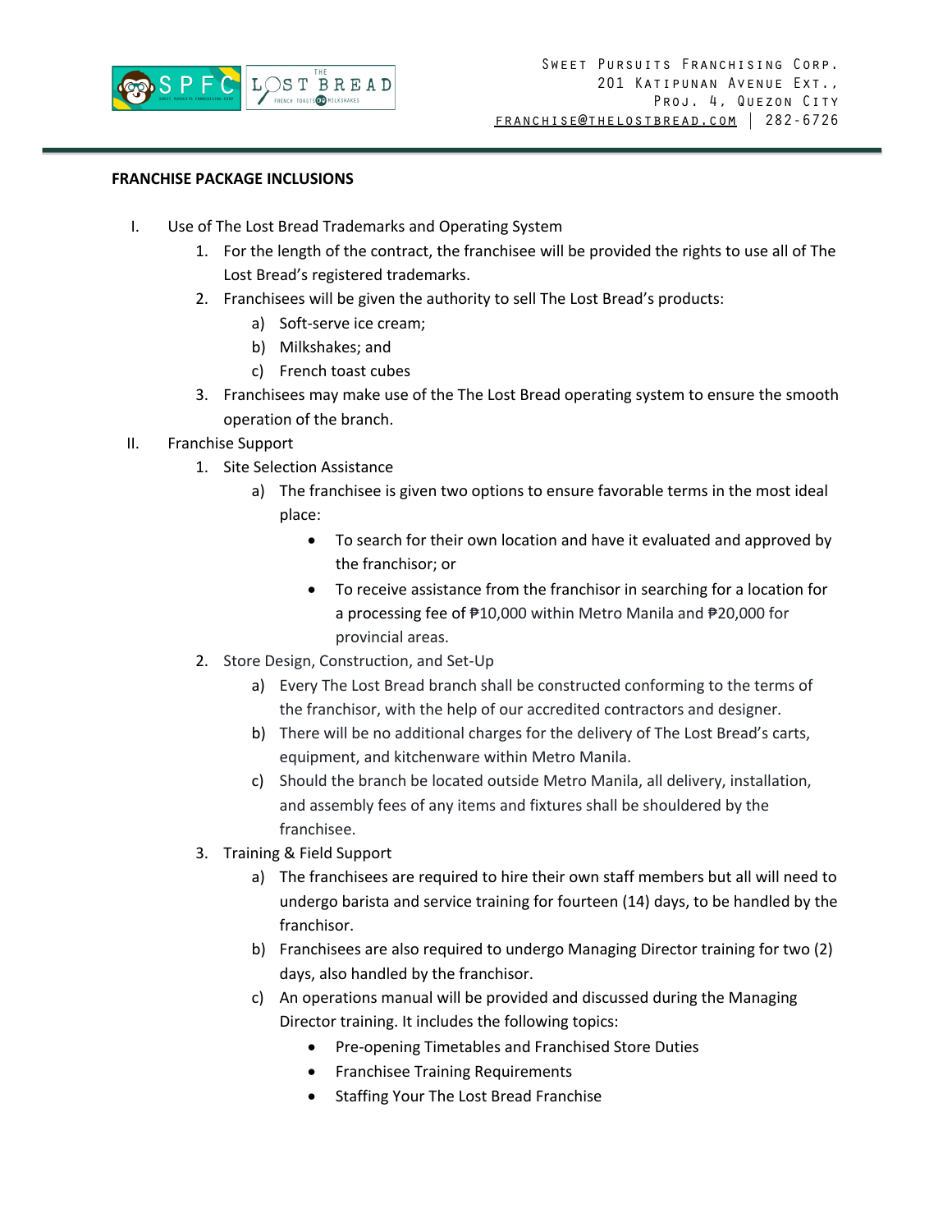**FRANCHISE PACKAGE INCLUSIONS**

I. Use of The Lost Bread Trademarks and Operating System
   1. For the length of the contract, the franchisee will be provided the rights to use all of The Lost Bread's registered trademarks.
   2. Franchisees will be given the authority to sell The Lost Bread's products:
      a) Soft-serve ice cream;
      b) Milkshakes; and
      c) French toast cubes
   3. Franchisees may make use of the The Lost Bread operating system to ensure the smooth operation of the branch.

II. Franchise Support
   1. Site Selection Assistance
      a) The franchisee is given two options to ensure favorable terms in the most ideal place:
         - To search for their own location and have it evaluated and approved by the franchisor; or
         - To receive assistance from the franchisor in searching for a location for a processing fee of ₱10,000 within Metro Manila and ₱20,000 for provincial areas.
   2. Store Design, Construction, and Set-Up
      a) Every The Lost Bread branch shall be constructed conforming to the terms of the franchisor, with the help of our accredited contractors and designer.
      b) There will be no additional charges for the delivery of The Lost Bread's carts, equipment, and kitchenware within Metro Manila.
      c) Should the branch be located outside Metro Manila, all delivery, installation, and assembly fees of any items and fixtures shall be shouldered by the franchisee.
   3. Training & Field Support
      a) The franchisees are required to hire their own staff members but all will need to undergo barista and service training for fourteen (14) days, to be handled by the franchisor.
      b) Franchisees are also required to undergo Managing Director training for two (2) days, also handled by the franchisor.
      c) An operations manual will be provided and discussed during the Managing Director training. It includes the following topics:
         - Pre-opening Timetables and Franchised Store Duties
         - Franchisee Training Requirements
         - Staffing Your The Lost Bread Franchise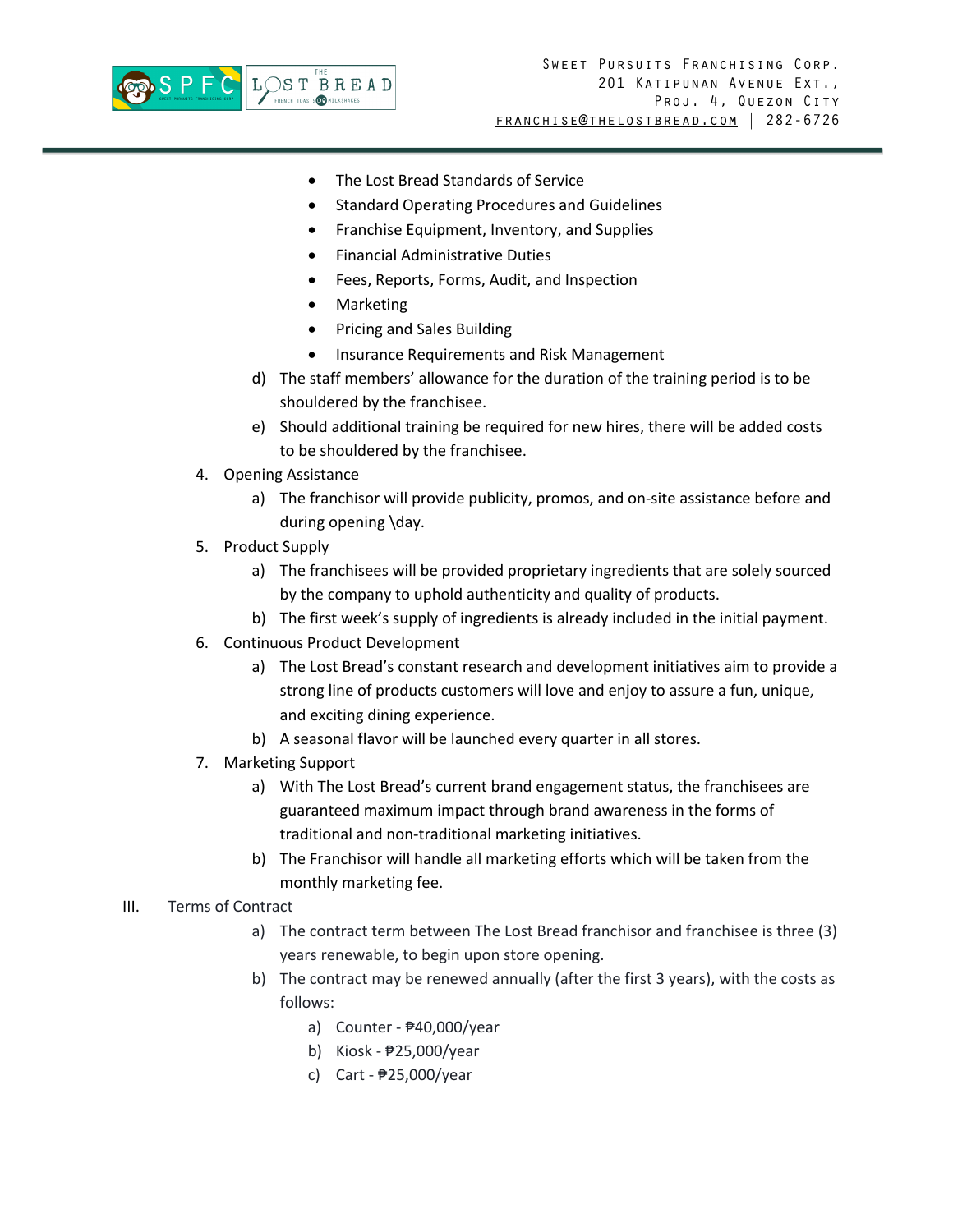- The Lost Bread Standards of Service
- Standard Operating Procedures and Guidelines
- Franchise Equipment, Inventory, and Supplies
- Financial Administrative Duties
- Fees, Reports, Forms, Audit, and Inspection
- Marketing
- Pricing and Sales Building
- Insurance Requirements and Risk Management

d) The staff members' allowance for the duration of the training period is to be shouldered by the franchisee.

e) Should additional training be required for new hires, there will be added costs to be shouldered by the franchisee.

4. Opening Assistance

   a) The franchisor will provide publicity, promos, and on-site assistance before and during opening \day.

5. Product Supply

   a) The franchisees will be provided proprietary ingredients that are solely sourced by the company to uphold authenticity and quality of products.

   b) The first week's supply of ingredients is already included in the initial payment.

6. Continuous Product Development

   a) The Lost Bread's constant research and development initiatives aim to provide a strong line of products customers will love and enjoy to assure a fun, unique, and exciting dining experience.

   b) A seasonal flavor will be launched every quarter in all stores.

7. Marketing Support

   a) With The Lost Bread's current brand engagement status, the franchisees are guaranteed maximum impact through brand awareness in the forms of traditional and non-traditional marketing initiatives.

   b) The Franchisor will handle all marketing efforts which will be taken from the monthly marketing fee.

III. Terms of Contract

   a) The contract term between The Lost Bread franchisor and franchisee is three (3) years renewable, to begin upon store opening.

   b) The contract may be renewed annually (after the first 3 years), with the costs as follows:

      a) Counter - ₱40,000/year

      b) Kiosk - ₱25,000/year

      c) Cart - ₱25,000/year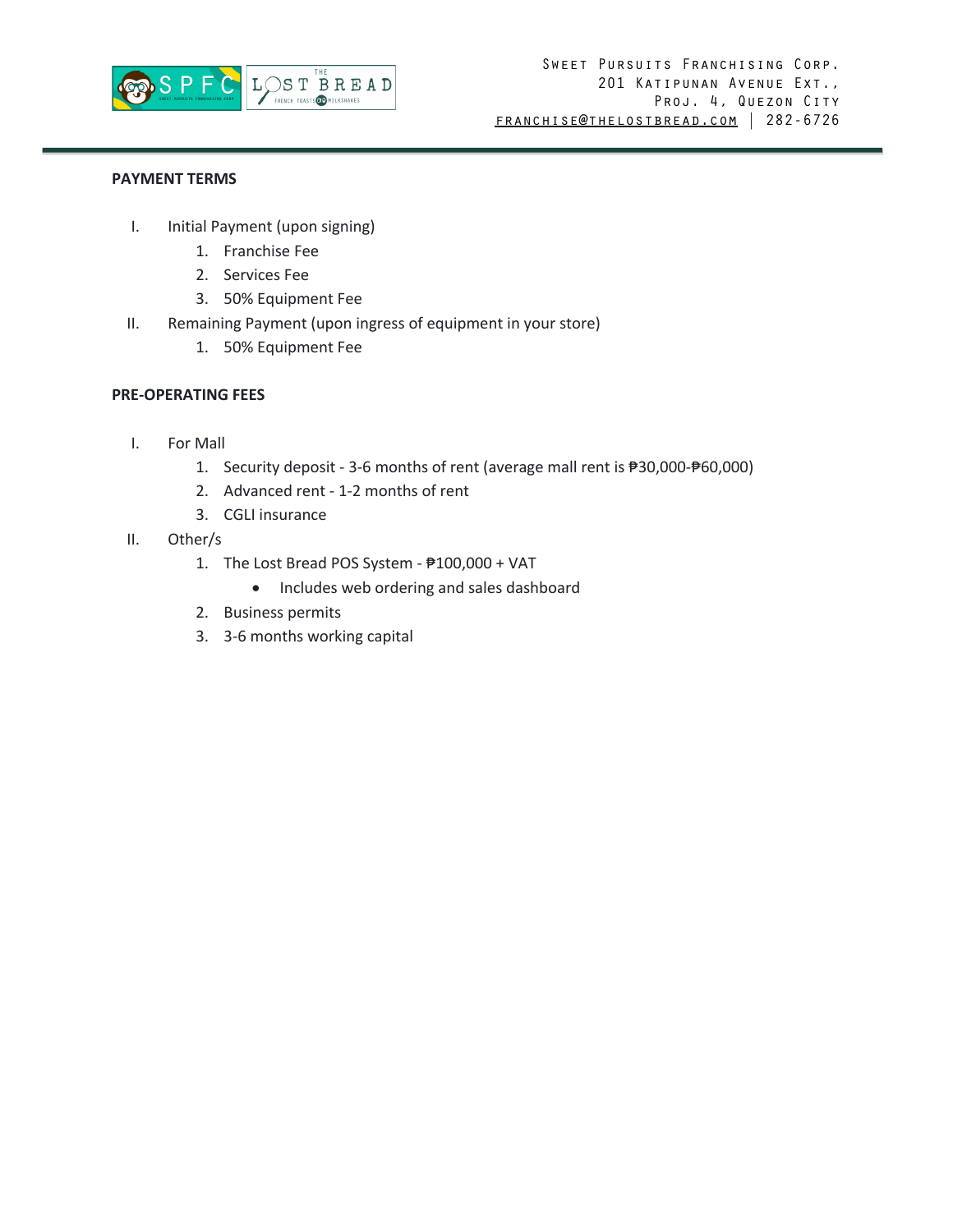**PAYMENT TERMS**

I. Initial Payment (upon signing)
   1. Franchise Fee
   2. Services Fee
   3. 50% Equipment Fee

II. Remaining Payment (upon ingress of equipment in your store)
   1. 50% Equipment Fee

**PRE-OPERATING FEES**

I. For Mall
   1. Security deposit - 3-6 months of rent (average mall rent is ₱30,000-₱60,000)
   2. Advanced rent - 1-2 months of rent
   3. CGLI insurance

II. Other/s
   1. The Lost Bread POS System - ₱100,000 + VAT
      - Includes web ordering and sales dashboard
   2. Business permits
   3. 3-6 months working capital